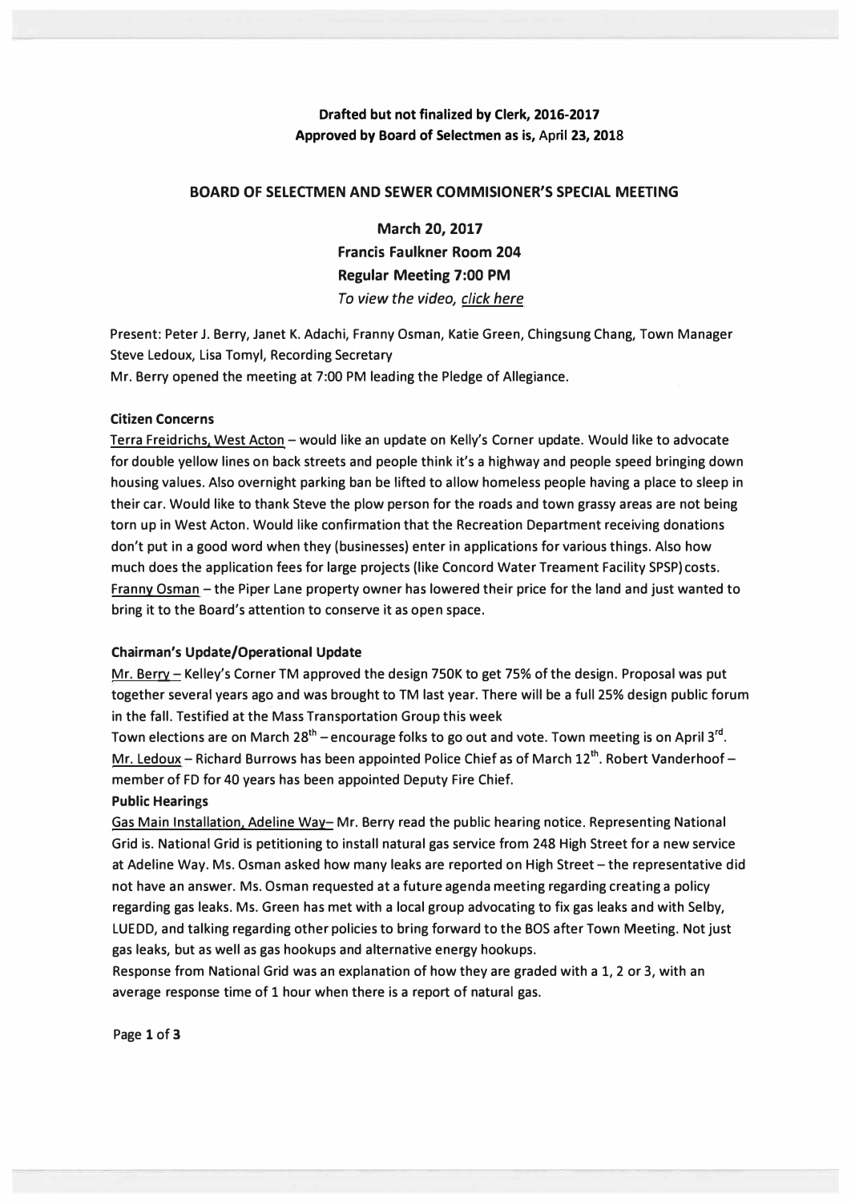**Drafted but not finalized by Clerk, 2016-2017**
**Approved by Board of Selectmen as is, April 23, 2018**

## BOARD OF SELECTMEN AND SEWER COMMISIONER'S SPECIAL MEETING

**March 20, 2017**
**Francis Faulkner Room 204**
**Regular Meeting 7:00 PM**
*To view the video, click here*

Present: Peter J. Berry, Janet K. Adachi, Franny Osman, Katie Green, Chingsung Chang, Town Manager Steve Ledoux, Lisa Tomyl, Recording Secretary

Mr. Berry opened the meeting at 7:00 PM leading the Pledge of Allegiance.

**Citizen Concerns**

Terra Freidrichs, West Acton – would like an update on Kelly's Corner update. Would like to advocate for double yellow lines on back streets and people think it's a highway and people speed bringing down housing values. Also overnight parking ban be lifted to allow homeless people having a place to sleep in their car. Would like to thank Steve the plow person for the roads and town grassy areas are not being torn up in West Acton. Would like confirmation that the Recreation Department receiving donations don't put in a good word when they (businesses) enter in applications for various things. Also how much does the application fees for large projects (like Concord Water Treament Facility SPSP) costs.

Franny Osman – the Piper Lane property owner has lowered their price for the land and just wanted to bring it to the Board's attention to conserve it as open space.

**Chairman's Update/Operational Update**

Mr. Berry – Kelley's Corner TM approved the design 750K to get 75% of the design. Proposal was put together several years ago and was brought to TM last year. There will be a full 25% design public forum in the fall. Testified at the Mass Transportation Group this week

Town elections are on March 28th – encourage folks to go out and vote. Town meeting is on April 3rd.

Mr. Ledoux – Richard Burrows has been appointed Police Chief as of March 12th. Robert Vanderhoof – member of FD for 40 years has been appointed Deputy Fire Chief.

**Public Hearings**

Gas Main Installation, Adeline Way– Mr. Berry read the public hearing notice. Representing National Grid is. National Grid is petitioning to install natural gas service from 248 High Street for a new service at Adeline Way. Ms. Osman asked how many leaks are reported on High Street – the representative did not have an answer. Ms. Osman requested at a future agenda meeting regarding creating a policy regarding gas leaks. Ms. Green has met with a local group advocating to fix gas leaks and with Selby, LUEDD, and talking regarding other policies to bring forward to the BOS after Town Meeting. Not just gas leaks, but as well as gas hookups and alternative energy hookups.

Response from National Grid was an explanation of how they are graded with a 1, 2 or 3, with an average response time of 1 hour when there is a report of natural gas.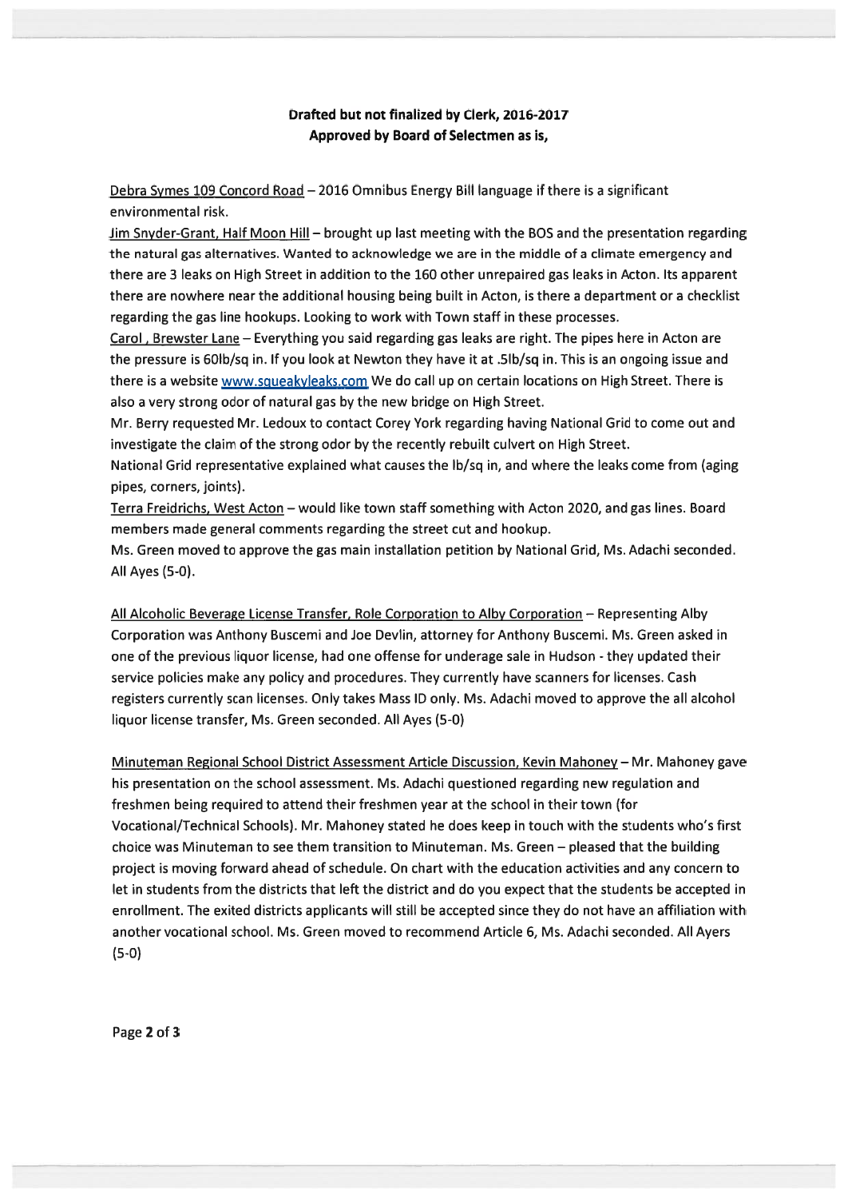**Drafted but not finalized by Clerk, 2016-2017**
**Approved by Board of Selectmen as is,**

Debra Symes 109 Concord Road – 2016 Omnibus Energy Bill language if there is a significant environmental risk.

Jim Snyder-Grant, Half Moon Hill – brought up last meeting with the BOS and the presentation regarding the natural gas alternatives. Wanted to acknowledge we are in the middle of a climate emergency and there are 3 leaks on High Street in addition to the 160 other unrepaired gas leaks in Acton. Its apparent there are nowhere near the additional housing being built in Acton, is there a department or a checklist regarding the gas line hookups. Looking to work with Town staff in these processes.

Carol , Brewster Lane – Everything you said regarding gas leaks are right. The pipes here in Acton are the pressure is 60lb/sq in. If you look at Newton they have it at .5lb/sq in. This is an ongoing issue and there is a website www.squeakyleaks.com We do call up on certain locations on High Street. There is also a very strong odor of natural gas by the new bridge on High Street.

Mr. Berry requested Mr. Ledoux to contact Corey York regarding having National Grid to come out and investigate the claim of the strong odor by the recently rebuilt culvert on High Street.

National Grid representative explained what causes the lb/sq in, and where the leaks come from (aging pipes, corners, joints).

Terra Freidrichs, West Acton – would like town staff something with Acton 2020, and gas lines. Board members made general comments regarding the street cut and hookup.

Ms. Green moved to approve the gas main installation petition by National Grid, Ms. Adachi seconded. All Ayes (5-0).

All Alcoholic Beverage License Transfer, Role Corporation to Alby Corporation – Representing Alby Corporation was Anthony Buscemi and Joe Devlin, attorney for Anthony Buscemi. Ms. Green asked in one of the previous liquor license, had one offense for underage sale in Hudson - they updated their service policies make any policy and procedures. They currently have scanners for licenses. Cash registers currently scan licenses. Only takes Mass ID only. Ms. Adachi moved to approve the all alcohol liquor license transfer, Ms. Green seconded. All Ayes (5-0)

Minuteman Regional School District Assessment Article Discussion, Kevin Mahoney – Mr. Mahoney gave his presentation on the school assessment. Ms. Adachi questioned regarding new regulation and freshmen being required to attend their freshmen year at the school in their town (for Vocational/Technical Schools). Mr. Mahoney stated he does keep in touch with the students who's first choice was Minuteman to see them transition to Minuteman. Ms. Green – pleased that the building project is moving forward ahead of schedule. On chart with the education activities and any concern to let in students from the districts that left the district and do you expect that the students be accepted in enrollment. The exited districts applicants will still be accepted since they do not have an affiliation with another vocational school. Ms. Green moved to recommend Article 6, Ms. Adachi seconded. All Ayers (5-0)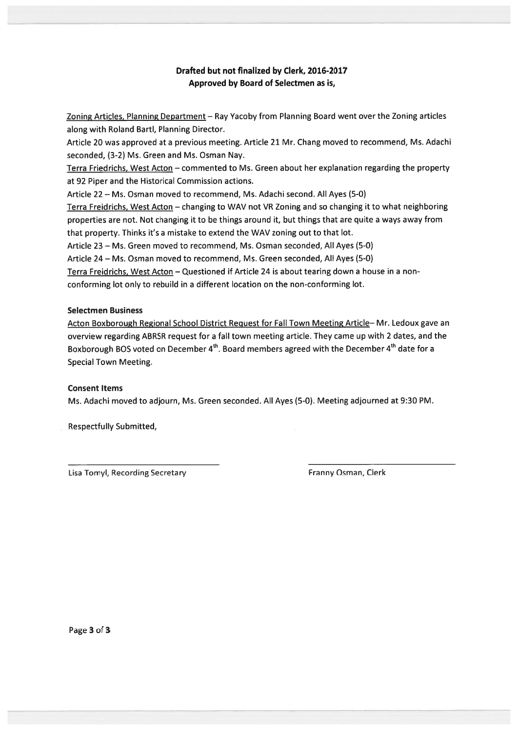**Drafted but not finalized by Clerk, 2016-2017**
**Approved by Board of Selectmen as is,**

Zoning Articles, Planning Department – Ray Yacoby from Planning Board went over the Zoning articles along with Roland Bartl, Planning Director.

Article 20 was approved at a previous meeting. Article 21 Mr. Chang moved to recommend, Ms. Adachi seconded, (3-2) Ms. Green and Ms. Osman Nay.

Terra Friedrichs, West Acton – commented to Ms. Green about her explanation regarding the property at 92 Piper and the Historical Commission actions.

Article 22 – Ms. Osman moved to recommend, Ms. Adachi second. All Ayes (5-0)

Terra Freidrichs, West Acton – changing to WAV not VR Zoning and so changing it to what neighboring properties are not. Not changing it to be things around it, but things that are quite a ways away from that property. Thinks it's a mistake to extend the WAV zoning out to that lot.

Article 23 – Ms. Green moved to recommend, Ms. Osman seconded, All Ayes (5-0)

Article 24 – Ms. Osman moved to recommend, Ms. Green seconded, All Ayes (5-0)

Terra Freidrichs, West Acton – Questioned if Article 24 is about tearing down a house in a non-conforming lot only to rebuild in a different location on the non-conforming lot.

**Selectmen Business**

Acton Boxborough Regional School District Request for Fall Town Meeting Article– Mr. Ledoux gave an overview regarding ABRSR request for a fall town meeting article. They came up with 2 dates, and the Boxborough BOS voted on December 4th. Board members agreed with the December 4th date for a Special Town Meeting.

**Consent Items**

Ms. Adachi moved to adjourn, Ms. Green seconded. All Ayes (5-0). Meeting adjourned at 9:30 PM.

Respectfully Submitted,

Lisa Tomyl, Recording Secretary

Franny Osman, Clerk